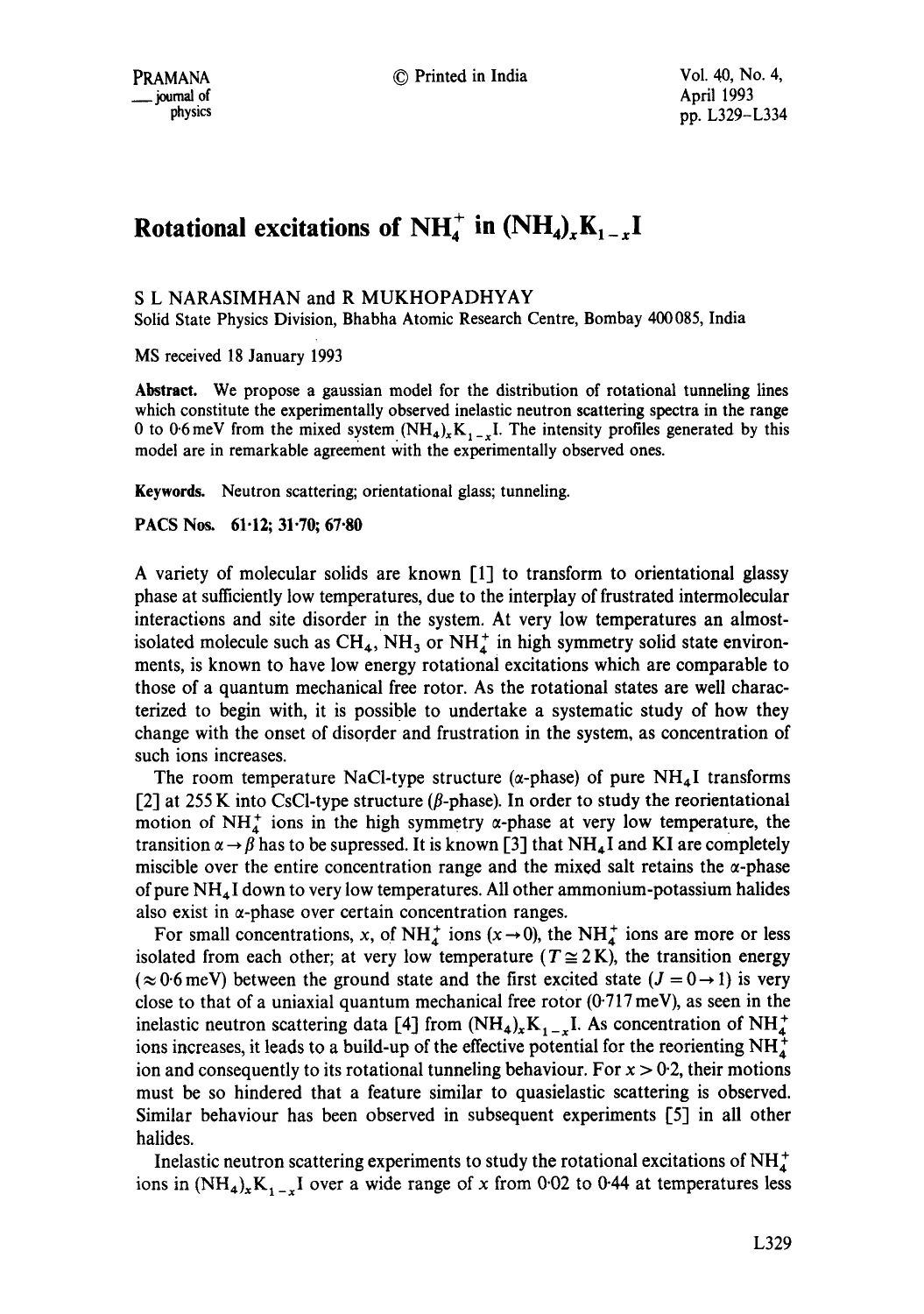# Rotational excitations of $NH_4^+$ in $(NH_4)_xK_{1-x}I$

S L NARASIMHAN and R MUKHOPADHYAY

Solid State Physics Division, Bhabha Atomic Research Centre, Bombay 400085, India

MS received 18 January 1993

**Abstract.** We propose a gaussian model for the distribution of rotational tunneling lines which constitute the experimentally observed inelastic neutron scattering spectra in the range 0 to 0·6 meV from the mixed system $(NH_4)_xK_{1-x}I$. The intensity profiles generated by this model are in remarkable agreement with the experimentally observed ones.

**Keywords.** Neutron scattering; orientational glass; tunneling.

**PACS Nos.** 61·12; 31·70; 67·80

A variety of molecular solids are known [1] to transform to orientational glassy phase at sufficiently low temperatures, due to the interplay of frustrated intermolecular interactions and site disorder in the system. At very low temperatures an almost-isolated molecule such as $CH_4$, $NH_3$ or $NH_4^+$ in high symmetry solid state environments, is known to have low energy rotational excitations which are comparable to those of a quantum mechanical free rotor. As the rotational states are well characterized to begin with, it is possible to undertake a systematic study of how they change with the onset of disorder and frustration in the system, as concentration of such ions increases.

The room temperature NaCl-type structure ($\alpha$-phase) of pure $NH_4I$ transforms [2] at 255 K into CsCl-type structure ($\beta$-phase). In order to study the reorientational motion of $NH_4^+$ ions in the high symmetry $\alpha$-phase at very low temperature, the transition $\alpha \rightarrow \beta$ has to be supressed. It is known [3] that $NH_4I$ and KI are completely miscible over the entire concentration range and the mixed salt retains the $\alpha$-phase of pure $NH_4I$ down to very low temperatures. All other ammonium-potassium halides also exist in $\alpha$-phase over certain concentration ranges.

For small concentrations, $x$, of $NH_4^+$ ions ($x \rightarrow 0$), the $NH_4^+$ ions are more or less isolated from each other; at very low temperature ($T \cong 2$ K), the transition energy ($\approx 0{\cdot}6$ meV) between the ground state and the first excited state ($J = 0 \rightarrow 1$) is very close to that of a uniaxial quantum mechanical free rotor (0·717 meV), as seen in the inelastic neutron scattering data [4] from $(NH_4)_xK_{1-x}I$. As concentration of $NH_4^+$ ions increases, it leads to a build-up of the effective potential for the reorienting $NH_4^+$ ion and consequently to its rotational tunneling behaviour. For $x > 0{\cdot}2$, their motions must be so hindered that a feature similar to quasielastic scattering is observed. Similar behaviour has been observed in subsequent experiments [5] in all other halides.

Inelastic neutron scattering experiments to study the rotational excitations of $NH_4^+$ ions in $(NH_4)_xK_{1-x}I$ over a wide range of $x$ from 0·02 to 0·44 at temperatures less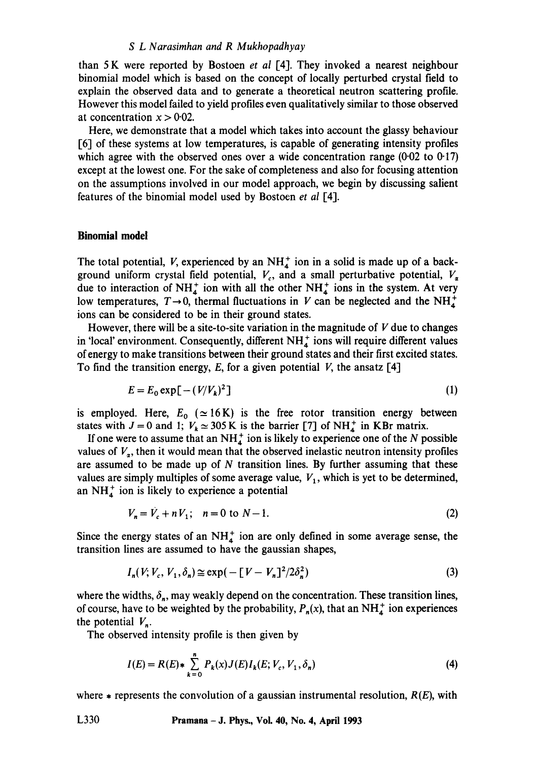than 5 K were reported by Bostoen *et al* [4]. They invoked a nearest neighbour binomial model which is based on the concept of locally perturbed crystal field to explain the observed data and to generate a theoretical neutron scattering profile. However this model failed to yield profiles even qualitatively similar to those observed at concentration $x > 0{\cdot}02$.

Here, we demonstrate that a model which takes into account the glassy behaviour [6] of these systems at low temperatures, is capable of generating intensity profiles which agree with the observed ones over a wide concentration range (0·02 to 0·17) except at the lowest one. For the sake of completeness and also for focusing attention on the assumptions involved in our model approach, we begin by discussing salient features of the binomial model used by Bostoen *et al* [4].

## Binomial model

The total potential, $V$, experienced by an $NH_4^+$ ion in a solid is made up of a background uniform crystal field potential, $V_c$, and a small perturbative potential, $V_\alpha$ due to interaction of $NH_4^+$ ion with all the other $NH_4^+$ ions in the system. At very low temperatures, $T \to 0$, thermal fluctuations in $V$ can be neglected and the $NH_4^+$ ions can be considered to be in their ground states.

However, there will be a site-to-site variation in the magnitude of $V$ due to changes in 'local' environment. Consequently, different $NH_4^+$ ions will require different values of energy to make transitions between their ground states and their first excited states. To find the transition energy, $E$, for a given potential $V$, the ansatz [4]

$$E = E_0 \exp[-(V/V_k)^2] \tag{1}$$

is employed. Here, $E_0$ ($\simeq 16\,\mathrm{K}$) is the free rotor transition energy between states with $J = 0$ and 1; $V_k \simeq 305\,\mathrm{K}$ is the barrier [7] of $NH_4^+$ in KBr matrix.

If one were to assume that an $NH_4^+$ ion is likely to experience one of the $N$ possible values of $V_\alpha$, then it would mean that the observed inelastic neutron intensity profiles are assumed to be made up of $N$ transition lines. By further assuming that these values are simply multiples of some average value, $V_1$, which is yet to be determined, an $NH_4^+$ ion is likely to experience a potential

$$V_n = V_c + nV_1; \quad n = 0 \text{ to } N-1. \tag{2}$$

Since the energy states of an $NH_4^+$ ion are only defined in some average sense, the transition lines are assumed to have the gaussian shapes,

$$I_n(V; V_c, V_1, \delta_n) \cong \exp(-[V - V_n]^2/2\delta_n^2) \tag{3}$$

where the widths, $\delta_n$, may weakly depend on the concentration. These transition lines, of course, have to be weighted by the probability, $P_n(x)$, that an $NH_4^+$ ion experiences the potential $V_n$.

The observed intensity profile is then given by

$$I(E) = R(E) * \sum_{k=0}^{n} P_k(x) J(E) I_k(E; V_c, V_1, \delta_n) \tag{4}$$

where $*$ represents the convolution of a gaussian instrumental resolution, $R(E)$, with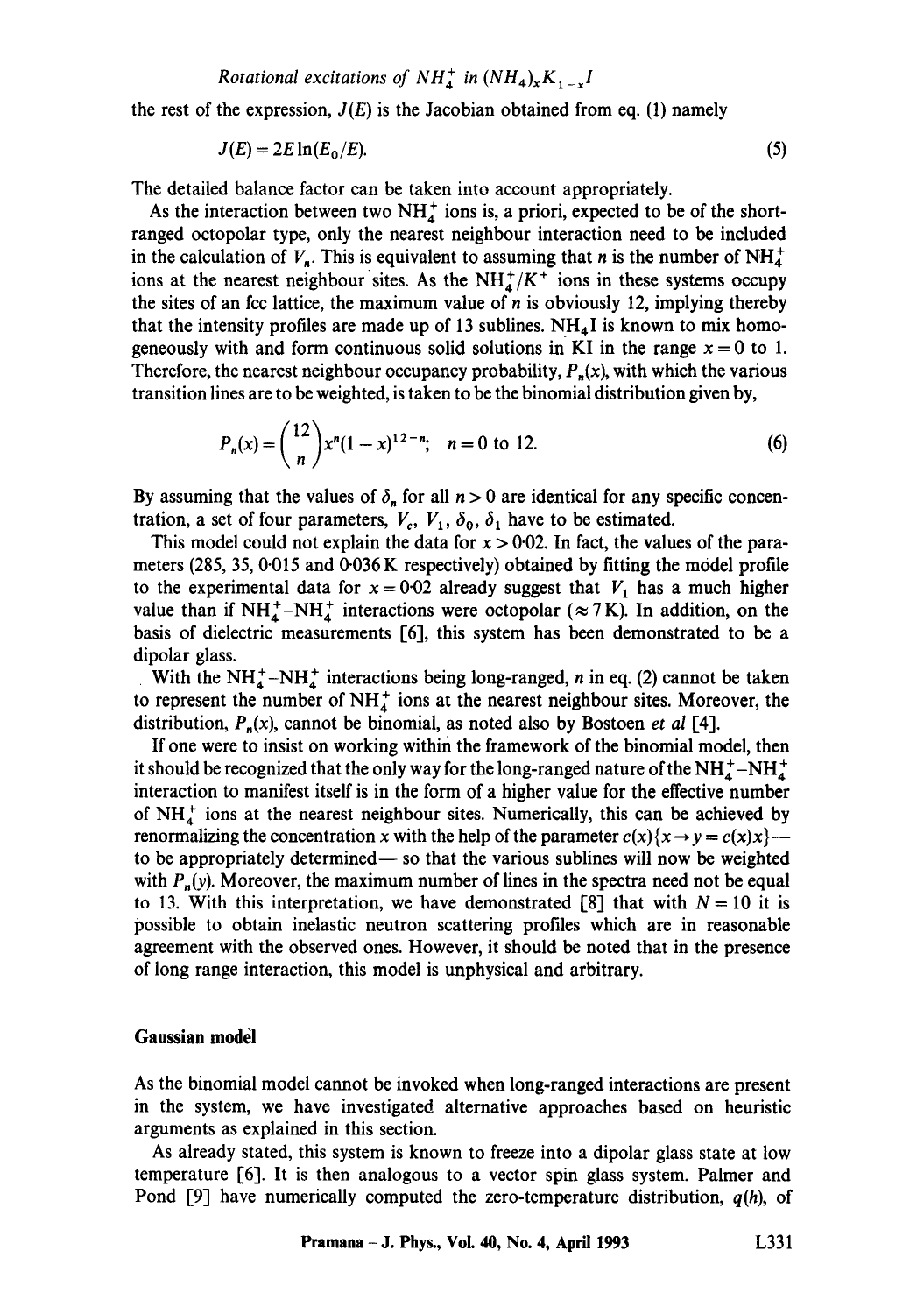the rest of the expression, $J(E)$ is the Jacobian obtained from eq. (1) namely

$$J(E) = 2E\ln(E_0/E). \tag{5}$$

The detailed balance factor can be taken into account appropriately.

As the interaction between two $NH_4^+$ ions is, a priori, expected to be of the short-ranged octopolar type, only the nearest neighbour interaction need to be included in the calculation of $V_n$. This is equivalent to assuming that $n$ is the number of $NH_4^+$ ions at the nearest neighbour sites. As the $NH_4^+/K^+$ ions in these systems occupy the sites of an fcc lattice, the maximum value of $n$ is obviously 12, implying thereby that the intensity profiles are made up of 13 sublines. $NH_4I$ is known to mix homogeneously with and form continuous solid solutions in KI in the range $x = 0$ to 1. Therefore, the nearest neighbour occupancy probability, $P_n(x)$, with which the various transition lines are to be weighted, is taken to be the binomial distribution given by,

$$P_n(x) = \binom{12}{n} x^n (1-x)^{12-n}; \quad n = 0 \text{ to } 12. \tag{6}$$

By assuming that the values of $\delta_n$ for all $n > 0$ are identical for any specific concentration, a set of four parameters, $V_c$, $V_1$, $\delta_0$, $\delta_1$ have to be estimated.

This model could not explain the data for $x > 0{\cdot}02$. In fact, the values of the parameters (285, 35, 0·015 and 0·036 K respectively) obtained by fitting the model profile to the experimental data for $x = 0{\cdot}02$ already suggest that $V_1$ has a much higher value than if $NH_4^+$–$NH_4^+$ interactions were octopolar ($\approx 7$ K). In addition, on the basis of dielectric measurements [6], this system has been demonstrated to be a dipolar glass.

With the $NH_4^+$–$NH_4^+$ interactions being long-ranged, $n$ in eq. (2) cannot be taken to represent the number of $NH_4^+$ ions at the nearest neighbour sites. Moreover, the distribution, $P_n(x)$, cannot be binomial, as noted also by Bostoen *et al* [4].

If one were to insist on working within the framework of the binomial model, then it should be recognized that the only way for the long-ranged nature of the $NH_4^+$–$NH_4^+$ interaction to manifest itself is in the form of a higher value for the effective number of $NH_4^+$ ions at the nearest neighbour sites. Numerically, this can be achieved by renormalizing the concentration $x$ with the help of the parameter $c(x)\{x \rightarrow y = c(x)x\}$—to be appropriately determined— so that the various sublines will now be weighted with $P_n(y)$. Moreover, the maximum number of lines in the spectra need not be equal to 13. With this interpretation, we have demonstrated [8] that with $N = 10$ it is possible to obtain inelastic neutron scattering profiles which are in reasonable agreement with the observed ones. However, it should be noted that in the presence of long range interaction, this model is unphysical and arbitrary.

## Gaussian model

As the binomial model cannot be invoked when long-ranged interactions are present in the system, we have investigated alternative approaches based on heuristic arguments as explained in this section.

As already stated, this system is known to freeze into a dipolar glass state at low temperature [6]. It is then analogous to a vector spin glass system. Palmer and Pond [9] have numerically computed the zero-temperature distribution, $q(h)$, of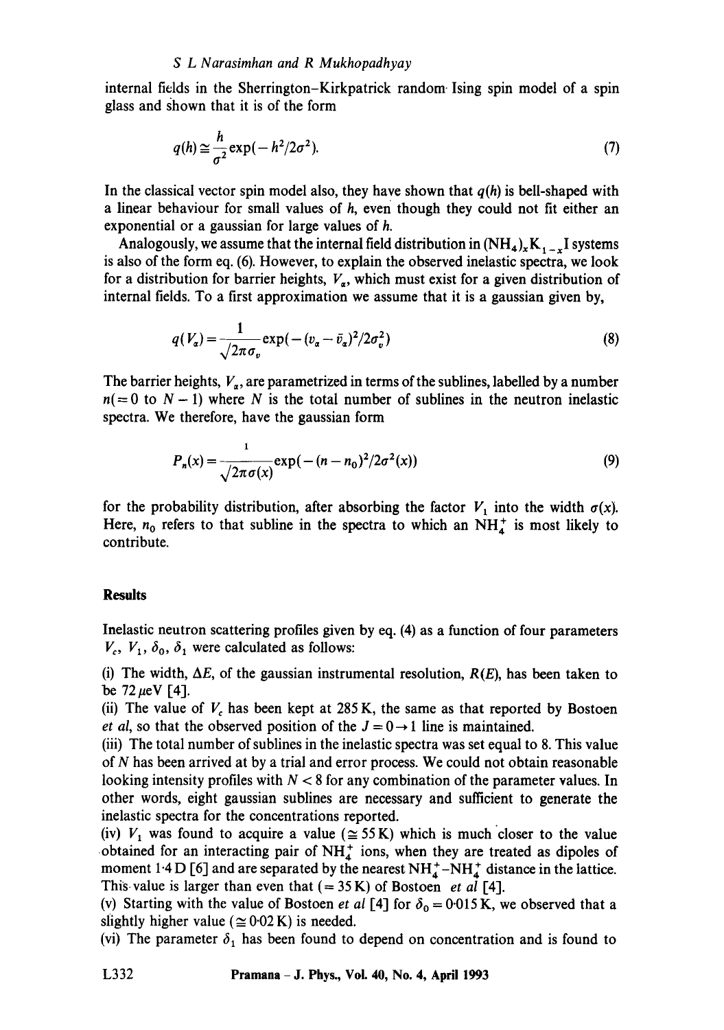internal fields in the Sherrington–Kirkpatrick random Ising spin model of a spin glass and shown that it is of the form

$$q(h) \cong \frac{h}{\sigma^2}\exp(-h^2/2\sigma^2). \tag{7}$$

In the classical vector spin model also, they have shown that $q(h)$ is bell-shaped with a linear behaviour for small values of $h$, even though they could not fit either an exponential or a gaussian for large values of $h$.

Analogously, we assume that the internal field distribution in $(NH_4)_xK_{1-x}I$ systems is also of the form eq. (6). However, to explain the observed inelastic spectra, we look for a distribution for barrier heights, $V_\alpha$, which must exist for a given distribution of internal fields. To a first approximation we assume that it is a gaussian given by,

$$q(V_\alpha) = \frac{1}{\sqrt{2\pi}\sigma_v}\exp(-(v_\alpha - \bar{v}_\alpha)^2/2\sigma_v^2) \tag{8}$$

The barrier heights, $V_\alpha$, are parametrized in terms of the sublines, labelled by a number $n(=0$ to $N-1)$ where $N$ is the total number of sublines in the neutron inelastic spectra. We therefore, have the gaussian form

$$P_n(x) = \frac{1}{\sqrt{2\pi}\sigma(x)}\exp(-(n-n_0)^2/2\sigma^2(x)) \tag{9}$$

for the probability distribution, after absorbing the factor $V_1$ into the width $\sigma(x)$. Here, $n_0$ refers to that subline in the spectra to which an $NH_4^+$ is most likely to contribute.

## Results

Inelastic neutron scattering profiles given by eq. (4) as a function of four parameters $V_c$, $V_1$, $\delta_0$, $\delta_1$ were calculated as follows:

(i) The width, $\Delta E$, of the gaussian instrumental resolution, $R(E)$, has been taken to be 72 $\mu$eV [4].

(ii) The value of $V_c$ has been kept at 285 K, the same as that reported by Bostoen *et al*, so that the observed position of the $J = 0 \to 1$ line is maintained.

(iii) The total number of sublines in the inelastic spectra was set equal to 8. This value of $N$ has been arrived at by a trial and error process. We could not obtain reasonable looking intensity profiles with $N < 8$ for any combination of the parameter values. In other words, eight gaussian sublines are necessary and sufficient to generate the inelastic spectra for the concentrations reported.

(iv) $V_1$ was found to acquire a value ($\cong 55$ K) which is much closer to the value obtained for an interacting pair of $NH_4^+$ ions, when they are treated as dipoles of moment 1·4 D [6] and are separated by the nearest $NH_4^+$–$NH_4^+$ distance in the lattice. This value is larger than even that ($= 35$ K) of Bostoen *et al* [4].

(v) Starting with the value of Bostoen *et al* [4] for $\delta_0 = 0{\cdot}015$ K, we observed that a slightly higher value ($\cong 0{\cdot}02$ K) is needed.

(vi) The parameter $\delta_1$ has been found to depend on concentration and is found to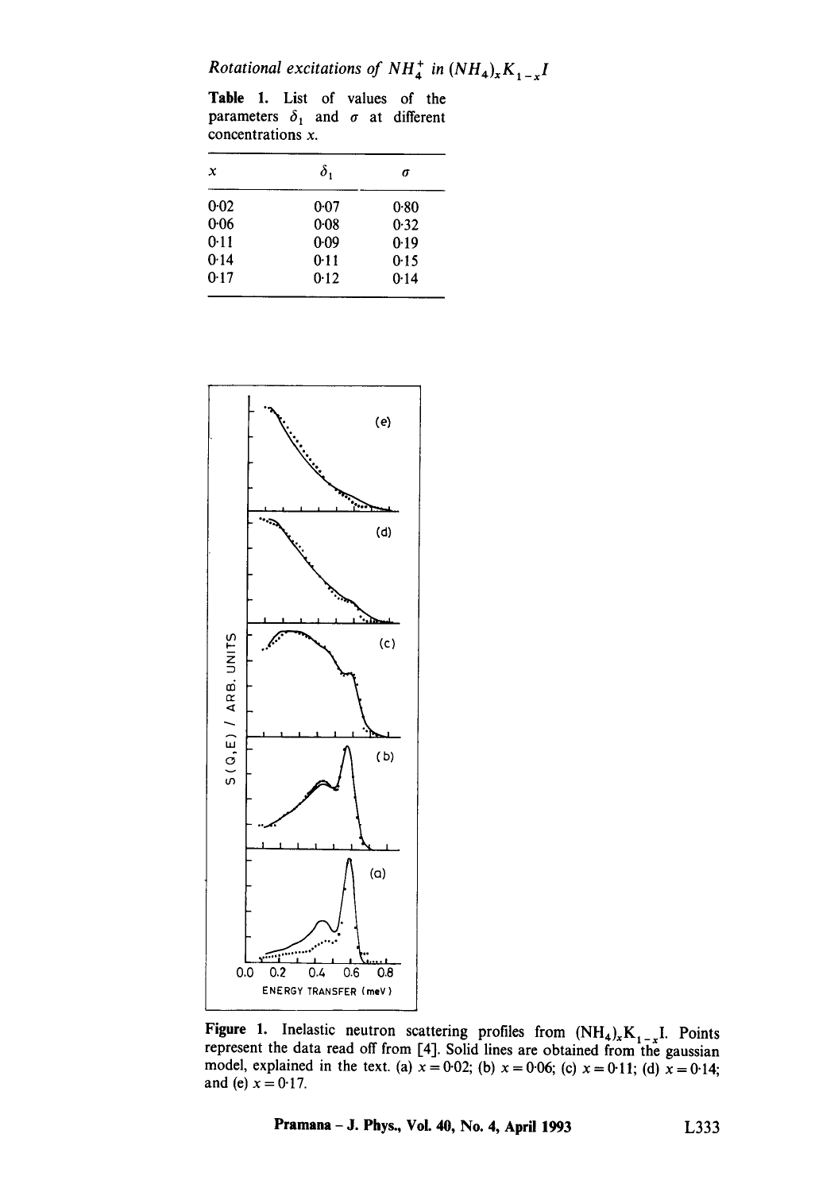**Table 1.** List of values of the parameters $\delta_1$ and $\sigma$ at different concentrations $x$.

| $x$ | $\delta_1$ | $\sigma$ |
|---|---|---|
| 0·02 | 0·07 | 0·80 |
| 0·06 | 0·08 | 0·32 |
| 0·11 | 0·09 | 0·19 |
| 0·14 | 0·11 | 0·15 |
| 0·17 | 0·12 | 0·14 |

**Figure 1.** Inelastic neutron scattering profiles from $(NH_4)_xK_{1-x}I$. Points represent the data read off from [4]. Solid lines are obtained from the gaussian model, explained in the text. (a) $x = 0·02$; (b) $x = 0·06$; (c) $x = 0·11$; (d) $x = 0·14$; and (e) $x = 0·17$.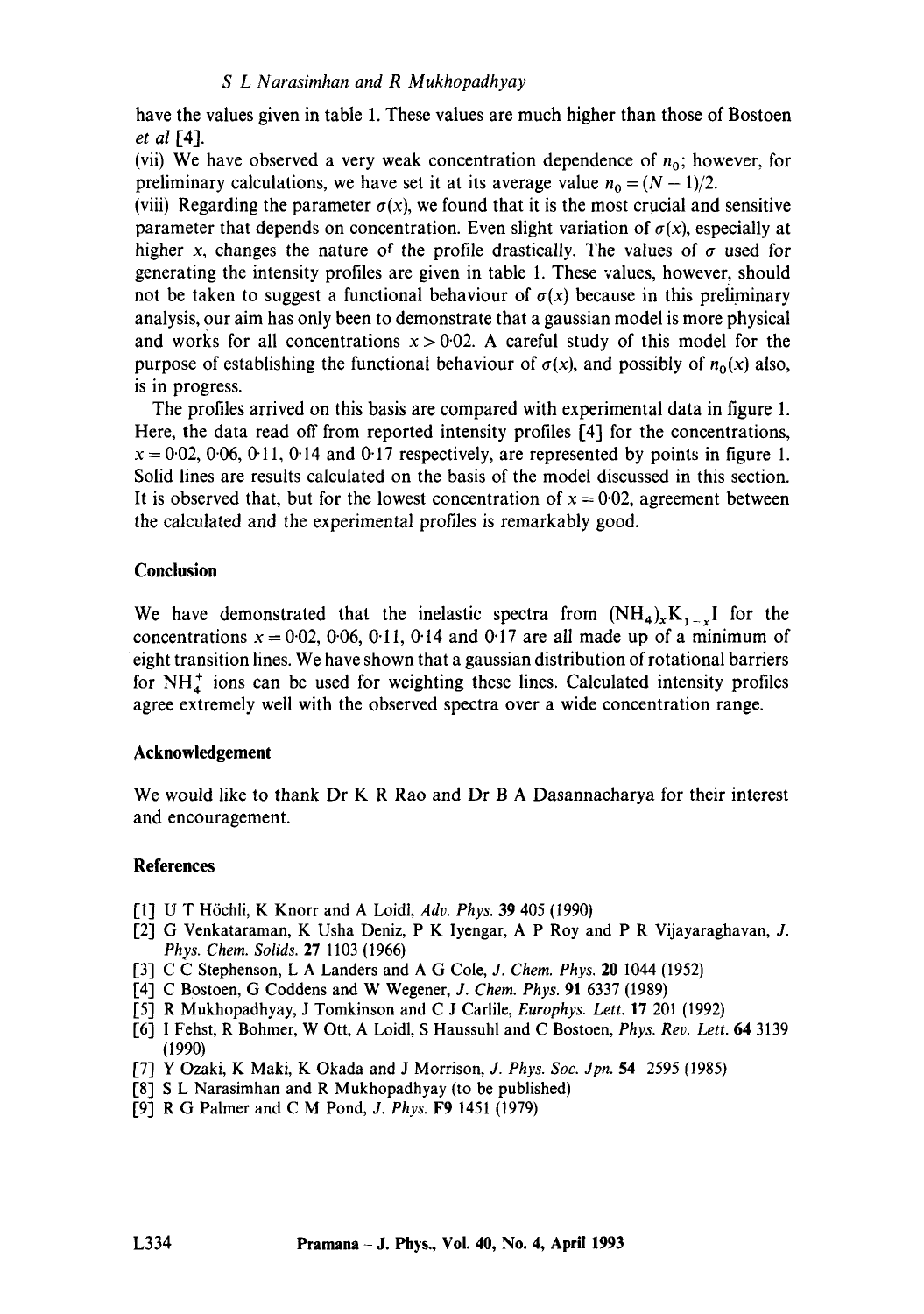have the values given in table 1. These values are much higher than those of Bostoen *et al* [4].

(vii) We have observed a very weak concentration dependence of $n_0$; however, for preliminary calculations, we have set it at its average value $n_0 = (N - 1)/2$.

(viii) Regarding the parameter $\sigma(x)$, we found that it is the most crucial and sensitive parameter that depends on concentration. Even slight variation of $\sigma(x)$, especially at higher $x$, changes the nature of the profile drastically. The values of $\sigma$ used for generating the intensity profiles are given in table 1. These values, however, should not be taken to suggest a functional behaviour of $\sigma(x)$ because in this preliminary analysis, our aim has only been to demonstrate that a gaussian model is more physical and works for all concentrations $x > 0{\cdot}02$. A careful study of this model for the purpose of establishing the functional behaviour of $\sigma(x)$, and possibly of $n_0(x)$ also, is in progress.

The profiles arrived on this basis are compared with experimental data in figure 1. Here, the data read off from reported intensity profiles [4] for the concentrations, $x = 0{\cdot}02$, $0{\cdot}06$, $0{\cdot}11$, $0{\cdot}14$ and $0{\cdot}17$ respectively, are represented by points in figure 1. Solid lines are results calculated on the basis of the model discussed in this section. It is observed that, but for the lowest concentration of $x = 0{\cdot}02$, agreement between the calculated and the experimental profiles is remarkably good.

## Conclusion

We have demonstrated that the inelastic spectra from $(NH_4)_xK_{1-x}I$ for the concentrations $x = 0{\cdot}02$, $0{\cdot}06$, $0{\cdot}11$, $0{\cdot}14$ and $0{\cdot}17$ are all made up of a minimum of eight transition lines. We have shown that a gaussian distribution of rotational barriers for $NH_4^+$ ions can be used for weighting these lines. Calculated intensity profiles agree extremely well with the observed spectra over a wide concentration range.

## Acknowledgement

We would like to thank Dr K R Rao and Dr B A Dasannacharya for their interest and encouragement.

## References

[1] U T Höchli, K Knorr and A Loidl, *Adv. Phys.* **39** 405 (1990)

[2] G Venkataraman, K Usha Deniz, P K Iyengar, A P Roy and P R Vijayaraghavan, *J. Phys. Chem. Solids.* **27** 1103 (1966)

[3] C C Stephenson, L A Landers and A G Cole, *J. Chem. Phys.* **20** 1044 (1952)

[4] C Bostoen, G Coddens and W Wegener, *J. Chem. Phys.* **91** 6337 (1989)

[5] R Mukhopadhyay, J Tomkinson and C J Carlile, *Europhys. Lett.* **17** 201 (1992)

[6] I Fehst, R Bohmer, W Ott, A Loidl, S Haussuhl and C Bostoen, *Phys. Rev. Lett.* **64** 3139 (1990)

[7] Y Ozaki, K Maki, K Okada and J Morrison, *J. Phys. Soc. Jpn.* **54** 2595 (1985)

[8] S L Narasimhan and R Mukhopadhyay (to be published)

[9] R G Palmer and C M Pond, *J. Phys.* **F9** 1451 (1979)